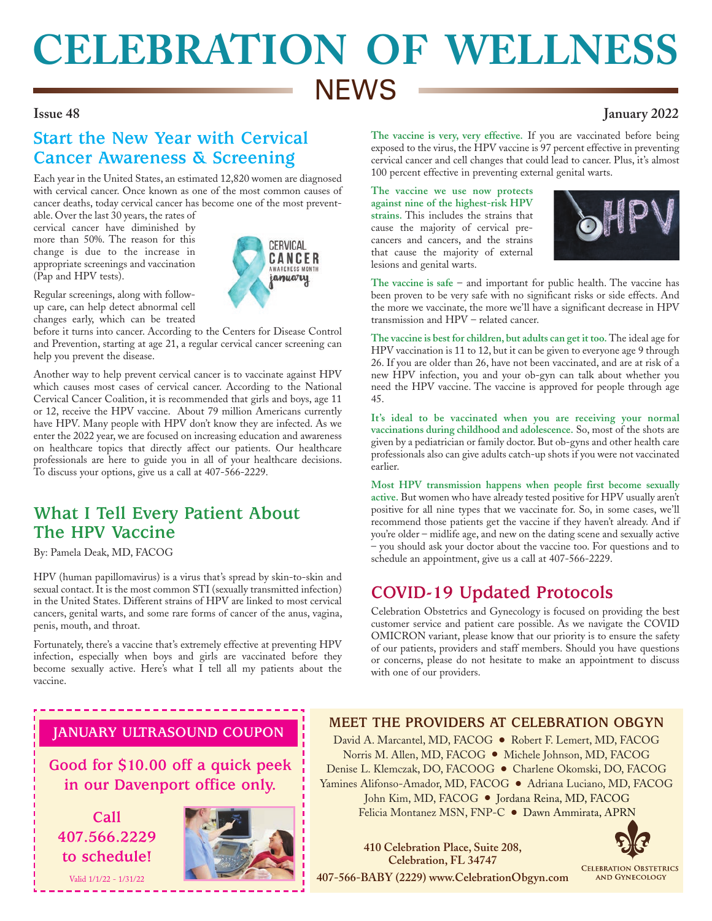# CELEBRATION OF WELLNESS NEWS

**Issue 48** **January 2022**

## Start the New Year with Cervical Cancer Awareness & Screening

Each year in the United States, an estimated 12,820 women are diagnosed with cervical cancer. Once known as one of the most common causes of cancer deaths, today cervical cancer has become one of the most preventable. Over the last 30 years, the rates of cervical cancer have diminished by more than 50%. The reason for this change is due to the increase in appropriate screenings and vaccination (Pap and HPV tests).

CERVICAL CANCER AWARENESS MONTH january

Regular screenings, along with follow-up care, can help detect abnormal cell changes early, which can be treated before it turns into cancer. According to the Centers for Disease Control and Prevention, starting at age 21, a regular cervical cancer screening can help you prevent the disease.

Another way to help prevent cervical cancer is to vaccinate against HPV which causes most cases of cervical cancer. According to the National Cervical Cancer Coalition, it is recommended that girls and boys, age 11 or 12, receive the HPV vaccine. About 79 million Americans currently have HPV. Many people with HPV don't know they are infected. As we enter the 2022 year, we are focused on increasing education and awareness on healthcare topics that directly affect our patients. Our healthcare professionals are here to guide you in all of your healthcare decisions. To discuss your options, give us a call at 407-566-2229.

## What I Tell Every Patient About The HPV Vaccine

By: Pamela Deak, MD, FACOG

HPV (human papillomavirus) is a virus that's spread by skin-to-skin and sexual contact. It is the most common STI (sexually transmitted infection) in the United States. Different strains of HPV are linked to most cervical cancers, genital warts, and some rare forms of cancer of the anus, vagina, penis, mouth, and throat.

Fortunately, there's a vaccine that's extremely effective at preventing HPV infection, especially when boys and girls are vaccinated before they become sexually active. Here's what I tell all my patients about the vaccine.

**The vaccine is very, very effective.** If you are vaccinated before being exposed to the virus, the HPV vaccine is 97 percent effective in preventing cervical cancer and cell changes that could lead to cancer. Plus, it's almost 100 percent effective in preventing external genital warts.

**The vaccine we use now protects against nine of the highest-risk HPV strains.** This includes the strains that cause the majority of cervical pre-cancers and cancers, and the strains that cause the majority of external lesions and genital warts.

**The vaccine is safe** – and important for public health. The vaccine has been proven to be very safe with no significant risks or side effects. And the more we vaccinate, the more we'll have a significant decrease in HPV transmission and HPV – related cancer.

**The vaccine is best for children, but adults can get it too.** The ideal age for HPV vaccination is 11 to 12, but it can be given to everyone age 9 through 26. If you are older than 26, have not been vaccinated, and are at risk of a new HPV infection, you and your ob-gyn can talk about whether you need the HPV vaccine. The vaccine is approved for people through age 45.

**It's ideal to be vaccinated when you are receiving your normal vaccinations during childhood and adolescence.** So, most of the shots are given by a pediatrician or family doctor. But ob-gyns and other health care professionals also can give adults catch-up shots if you were not vaccinated earlier.

**Most HPV transmission happens when people first become sexually active.** But women who have already tested positive for HPV usually aren't positive for all nine types that we vaccinate for. So, in some cases, we'll recommend those patients get the vaccine if they haven't already. And if you're older – midlife age, and new on the dating scene and sexually active – you should ask your doctor about the vaccine too. For questions and to schedule an appointment, give us a call at 407-566-2229.

## COVID-19 Updated Protocols

Celebration Obstetrics and Gynecology is focused on providing the best customer service and patient care possible. As we navigate the COVID OMICRON variant, please know that our priority is to ensure the safety of our patients, providers and staff members. Should you have questions or concerns, please do not hesitate to make an appointment to discuss with one of our providers.

### JANUARY ULTRASOUND COUPON

**Good for $10.00 off a quick peek in our Davenport office only.**

**Call 407.566.2229 to schedule!**

Valid 1/1/22 - 1/31/22

### MEET THE PROVIDERS AT CELEBRATION OBGYN

David A. Marcantel, MD, FACOG • Robert F. Lemert, MD, FACOG
Norris M. Allen, MD, FACOG • Michele Johnson, MD, FACOG
Denise L. Klemczak, DO, FACOOG • Charlene Okomski, DO, FACOG
Yamines Alifonso-Amador, MD, FACOG • Adriana Luciano, MD, FACOG
John Kim, MD, FACOG • Jordana Reina, MD, FACOG
Felicia Montanez MSN, FNP-C • Dawn Ammirata, APRN

**410 Celebration Place, Suite 208, Celebration, FL 34747**
**407-566-BABY (2229) www.CelebrationObgyn.com**

Celebration Obstetrics and Gynecology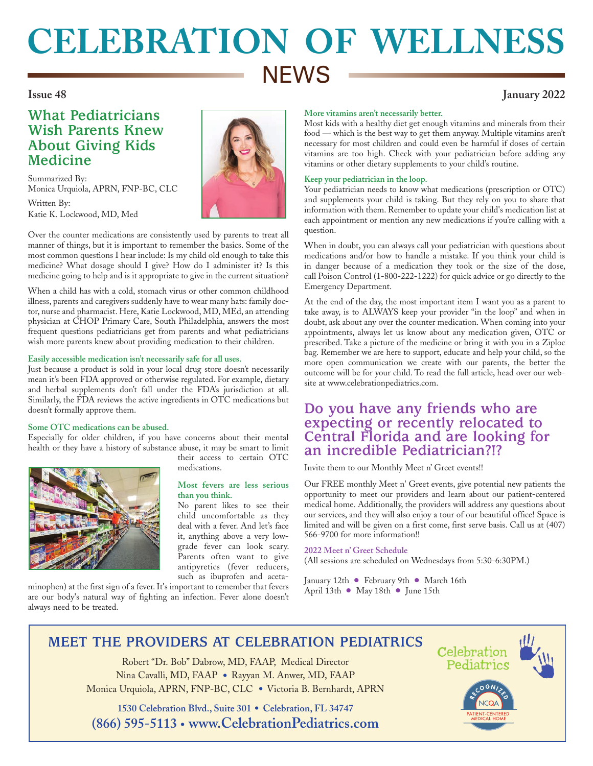# CELEBRATION OF WELLNESS NEWS

**Issue 48** | **January 2022**

## What Pediatricians Wish Parents Knew About Giving Kids Medicine

Summarized By:
Monica Urquiola, APRN, FNP-BC, CLC

Written By:
Katie K. Lockwood, MD, Med

Over the counter medications are consistently used by parents to treat all manner of things, but it is important to remember the basics. Some of the most common questions I hear include: Is my child old enough to take this medicine? What dosage should I give? How do I administer it? Is this medicine going to help and is it appropriate to give in the current situation?

When a child has with a cold, stomach virus or other common childhood illness, parents and caregivers suddenly have to wear many hats: family doctor, nurse and pharmacist. Here, Katie Lockwood, MD, MEd, an attending physician at CHOP Primary Care, South Philadelphia, answers the most frequent questions pediatricians get from parents and what pediatricians wish more parents knew about providing medication to their children.

**Easily accessible medication isn't necessarily safe for all uses.**
Just because a product is sold in your local drug store doesn't necessarily mean it's been FDA approved or otherwise regulated. For example, dietary and herbal supplements don't fall under the FDA's jurisdiction at all. Similarly, the FDA reviews the active ingredients in OTC medications but doesn't formally approve them.

**Some OTC medications can be abused.**
Especially for older children, if you have concerns about their mental health or they have a history of substance abuse, it may be smart to limit their access to certain OTC medications.

**Most fevers are less serious than you think.**
No parent likes to see their child uncomfortable as they deal with a fever. And let's face it, anything above a very low-grade fever can look scary. Parents often want to give antipyretics (fever reducers, such as ibuprofen and acetaminophen) at the first sign of a fever. It's important to remember that fevers are our body's natural way of fighting an infection. Fever alone doesn't always need to be treated.

**More vitamins aren't necessarily better.**
Most kids with a healthy diet get enough vitamins and minerals from their food — which is the best way to get them anyway. Multiple vitamins aren't necessary for most children and could even be harmful if doses of certain vitamins are too high. Check with your pediatrician before adding any vitamins or other dietary supplements to your child's routine.

**Keep your pediatrician in the loop.**
Your pediatrician needs to know what medications (prescription or OTC) and supplements your child is taking. But they rely on you to share that information with them. Remember to update your child's medication list at each appointment or mention any new medications if you're calling with a question.

When in doubt, you can always call your pediatrician with questions about medications and/or how to handle a mistake. If you think your child is in danger because of a medication they took or the size of the dose, call Poison Control (1-800-222-1222) for quick advice or go directly to the Emergency Department.

At the end of the day, the most important item I want you as a parent to take away, is to ALWAYS keep your provider "in the loop" and when in doubt, ask about any over the counter medication. When coming into your appointments, always let us know about any medication given, OTC or prescribed. Take a picture of the medicine or bring it with you in a Ziploc bag. Remember we are here to support, educate and help your child, so the more open communication we create with our parents, the better the outcome will be for your child. To read the full article, head over our website at www.celebrationpediatrics.com.

## Do you have any friends who are expecting or recently relocated to Central Florida and are looking for an incredible Pediatrician?!?

Invite them to our Monthly Meet n' Greet events!!

Our FREE monthly Meet n' Greet events, give potential new patients the opportunity to meet our providers and learn about our patient-centered medical home. Additionally, the providers will address any questions about our services, and they will also enjoy a tour of our beautiful office! Space is limited and will be given on a first come, first serve basis. Call us at (407) 566-9700 for more information!!

**2022 Meet n' Greet Schedule**
(All sessions are scheduled on Wednesdays from 5:30-6:30PM.)

January 12th • February 9th • March 16th
April 13th • May 18th • June 15th

## MEET THE PROVIDERS AT CELEBRATION PEDIATRICS

Robert "Dr. Bob" Dabrow, MD, FAAP, Medical Director
Nina Cavalli, MD, FAAP • Rayyan M. Anwer, MD, FAAP
Monica Urquiola, APRN, FNP-BC, CLC • Victoria B. Bernhardt, APRN

**1530 Celebration Blvd., Suite 301 • Celebration, FL 34747**
**(866) 595-5113 • www.CelebrationPediatrics.com**

Celebration Pediatrics

RECOGNIZED NCQA PATIENT-CENTERED MEDICAL HOME